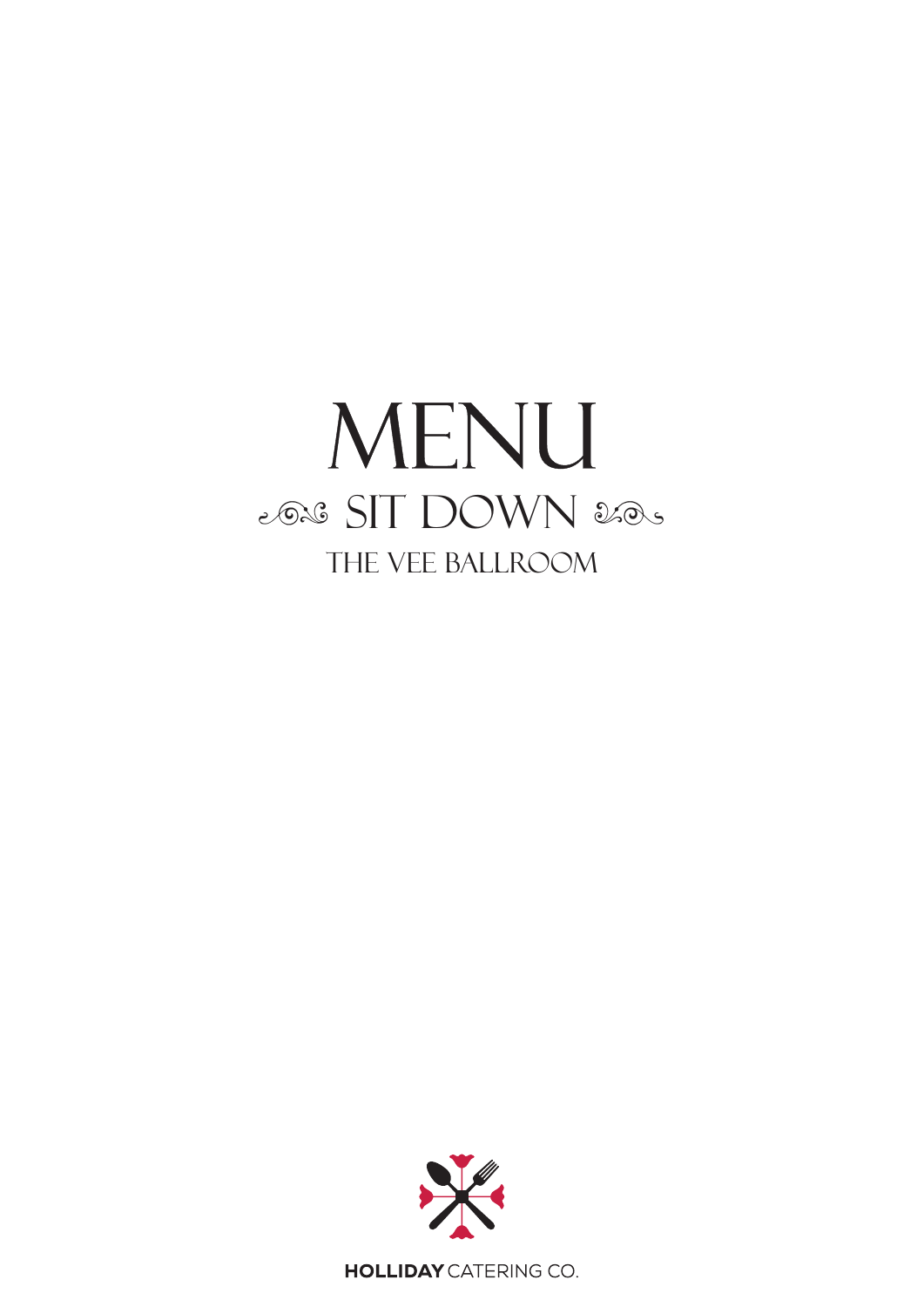# MENU

## SIT DOWN

### THE VEE BALLROOM

**HOLLIDAY** CATERING CO.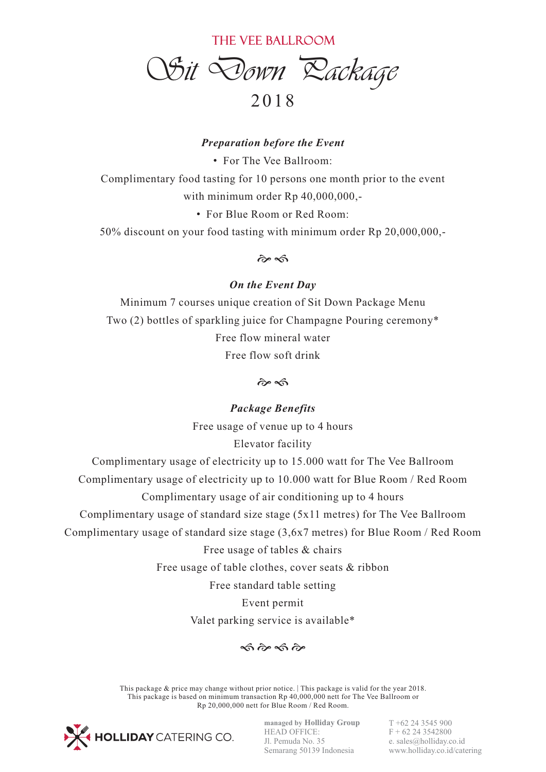## THE VEE BALLROOM

# Sit Down Package

## 2018

### *Preparation before the Event*

- For The Vee Ballroom:

Complimentary food tasting for 10 persons one month prior to the event with minimum order Rp 40,000,000,-

- For Blue Room or Red Room:

50% discount on your food tasting with minimum order Rp 20,000,000,-

### *On the Event Day*

Minimum 7 courses unique creation of Sit Down Package Menu

Two (2) bottles of sparkling juice for Champagne Pouring ceremony*

Free flow mineral water

Free flow soft drink

### *Package Benefits*

Free usage of venue up to 4 hours

Elevator facility

Complimentary usage of electricity up to 15.000 watt for The Vee Ballroom

Complimentary usage of electricity up to 10.000 watt for Blue Room / Red Room

Complimentary usage of air conditioning up to 4 hours

Complimentary usage of standard size stage (5x11 metres) for The Vee Ballroom

Complimentary usage of standard size stage (3,6x7 metres) for Blue Room / Red Room

Free usage of tables & chairs

Free usage of table clothes, cover seats & ribbon

Free standard table setting

Event permit

Valet parking service is available*

This package & price may change without prior notice. | This package is valid for the year 2018.
This package is based on minimum transaction Rp 40,000,000 nett for The Vee Ballroom or Rp 20,000,000 nett for Blue Room / Red Room.

HOLLIDAY CATERING CO.

managed by Holliday Group
HEAD OFFICE:
Jl. Pemuda No. 35
Semarang 50139 Indonesia

T +62 24 3545 900
F + 62 24 3542800
e. sales@holliday.co.id
www.holliday.co.id/catering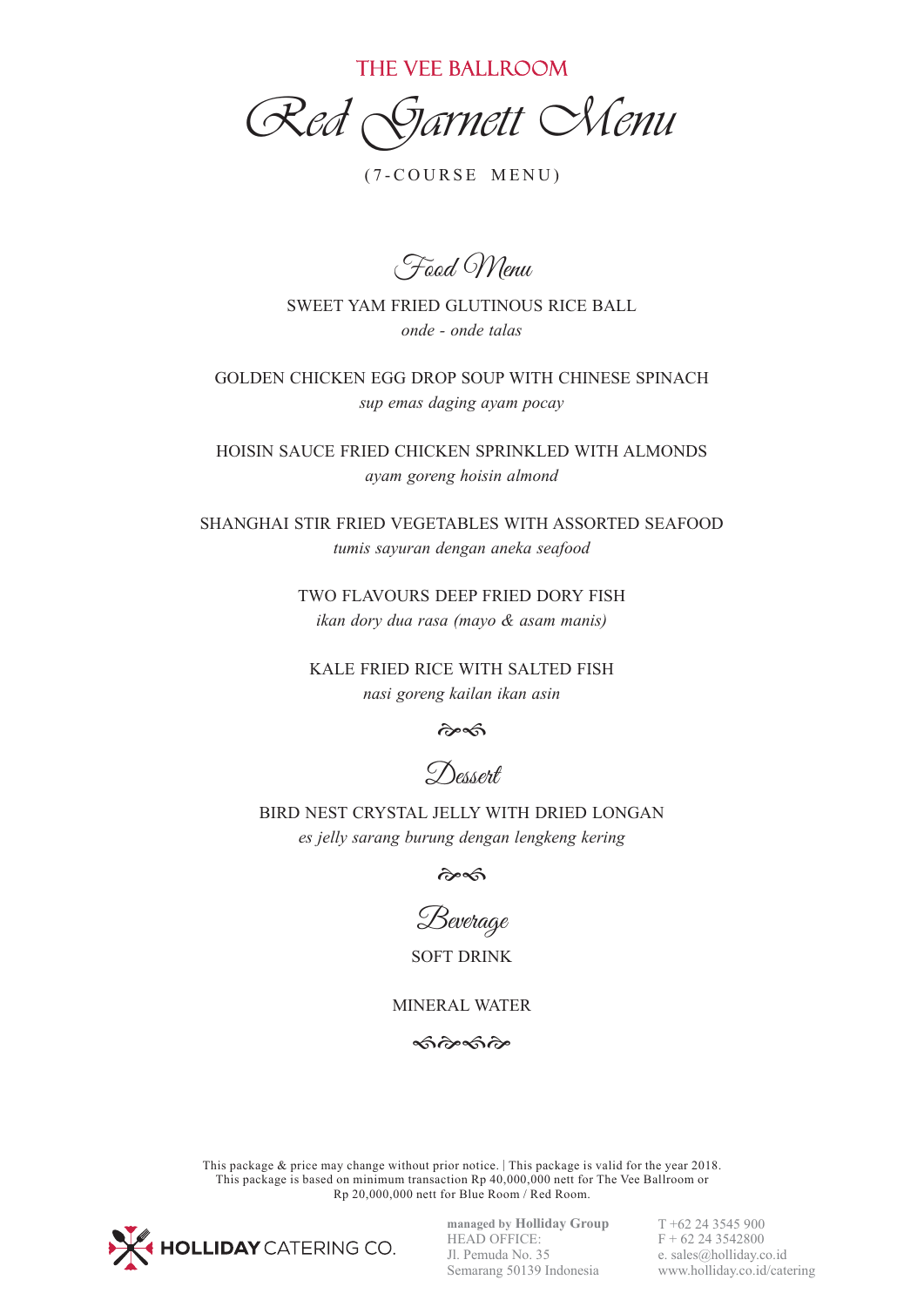THE VEE BALLROOM

# Red Garnett Menu

(7-COURSE MENU)

## Food Menu

SWEET YAM FRIED GLUTINOUS RICE BALL
*onde - onde talas*

GOLDEN CHICKEN EGG DROP SOUP WITH CHINESE SPINACH
*sup emas daging ayam pocay*

HOISIN SAUCE FRIED CHICKEN SPRINKLED WITH ALMONDS
*ayam goreng hoisin almond*

SHANGHAI STIR FRIED VEGETABLES WITH ASSORTED SEAFOOD
*tumis sayuran dengan aneka seafood*

TWO FLAVOURS DEEP FRIED DORY FISH
*ikan dory dua rasa (mayo & asam manis)*

KALE FRIED RICE WITH SALTED FISH
*nasi goreng kailan ikan asin*

## Dessert

BIRD NEST CRYSTAL JELLY WITH DRIED LONGAN
*es jelly sarang burung dengan lengkeng kering*

## Beverage

SOFT DRINK

MINERAL WATER

This package & price may change without prior notice. | This package is valid for the year 2018.
This package is based on minimum transaction Rp 40,000,000 nett for The Vee Ballroom or
Rp 20,000,000 nett for Blue Room / Red Room.

HOLLIDAY CATERING CO.

managed by **Holliday Group**
HEAD OFFICE:
Jl. Pemuda No. 35
Semarang 50139 Indonesia

T +62 24 3545 900
F + 62 24 3542800
e. sales@holliday.co.id
www.holliday.co.id/catering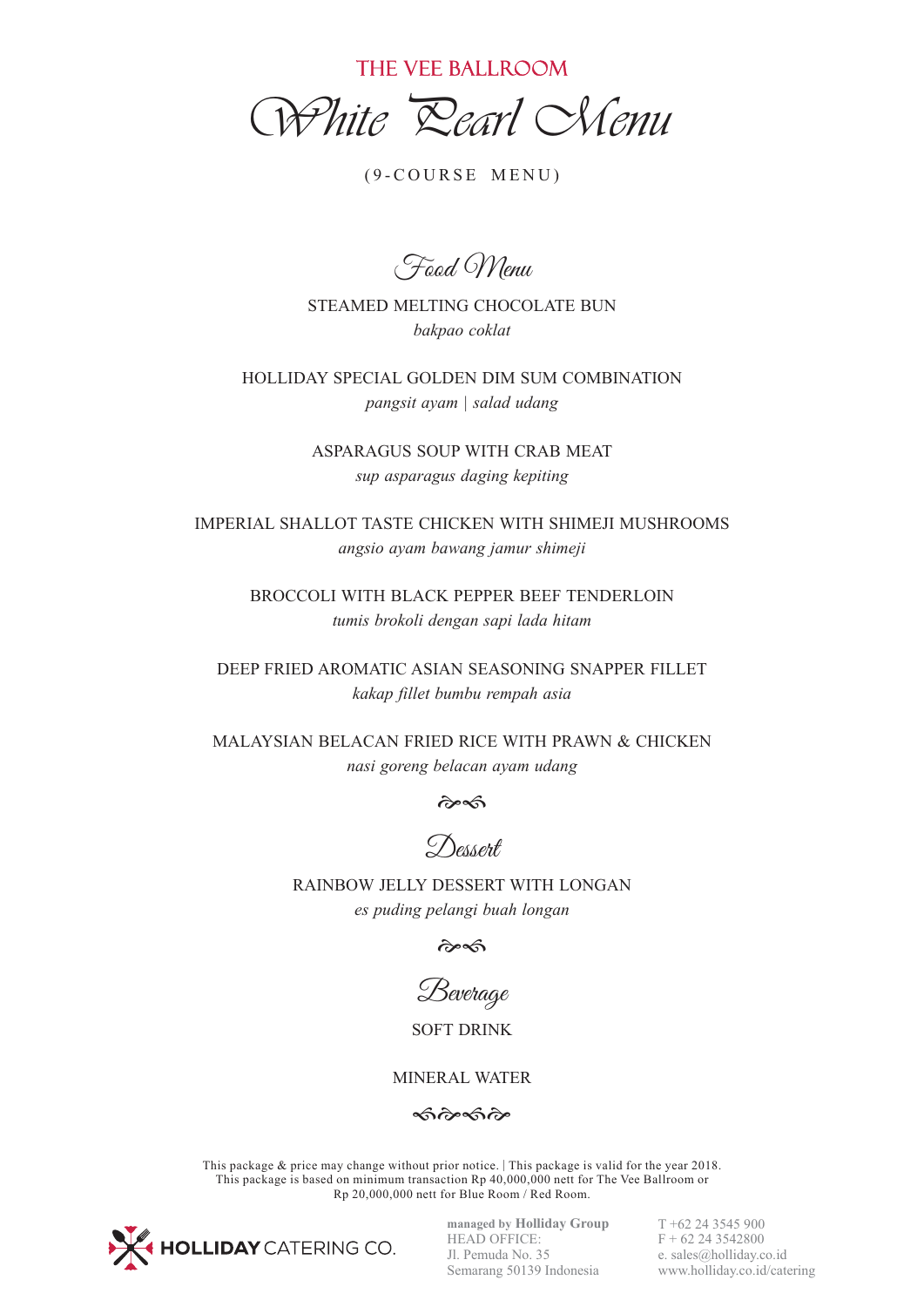THE VEE BALLROOM

# White Pearl Menu

(9-COURSE MENU)

## Food Menu

STEAMED MELTING CHOCOLATE BUN
*bakpao coklat*

HOLLIDAY SPECIAL GOLDEN DIM SUM COMBINATION
*pangsit ayam | salad udang*

ASPARAGUS SOUP WITH CRAB MEAT
*sup asparagus daging kepiting*

IMPERIAL SHALLOT TASTE CHICKEN WITH SHIMEJI MUSHROOMS
*angsio ayam bawang jamur shimeji*

BROCCOLI WITH BLACK PEPPER BEEF TENDERLOIN
*tumis brokoli dengan sapi lada hitam*

DEEP FRIED AROMATIC ASIAN SEASONING SNAPPER FILLET
*kakap fillet bumbu rempah asia*

MALAYSIAN BELACAN FRIED RICE WITH PRAWN & CHICKEN
*nasi goreng belacan ayam udang*

## Dessert

RAINBOW JELLY DESSERT WITH LONGAN
*es puding pelangi buah longan*

## Beverage

SOFT DRINK

MINERAL WATER

This package & price may change without prior notice. | This package is valid for the year 2018.
This package is based on minimum transaction Rp 40,000,000 nett for The Vee Ballroom or
Rp 20,000,000 nett for Blue Room / Red Room.

HOLLIDAY CATERING CO.

managed by **Holliday Group**
HEAD OFFICE:
Jl. Pemuda No. 35
Semarang 50139 Indonesia

T +62 24 3545 900
F + 62 24 3542800
e. sales@holliday.co.id
www.holliday.co.id/catering